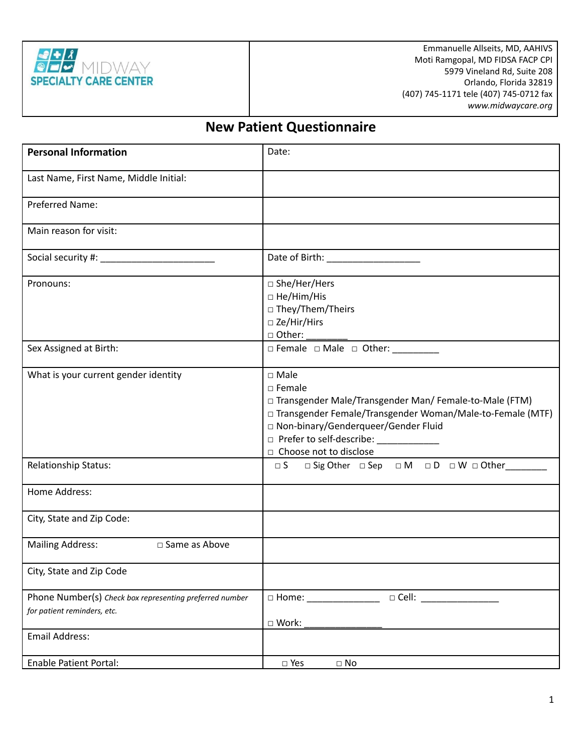| MIDWAY SPECIALTY CARE CENTER | Emmanuelle Allseits, MD, AAHIVS<br>Moti Ramgopal, MD FIDSA FACP CPI<br>5979 Vineland Rd, Suite 208<br>Orlando, Florida 32819<br>(407) 745-1171 tele (407) 745-0712 fax<br>*www.midwaycare.org* |
|---|---|

# New Patient Questionnaire

| **Personal Information** | Date: |
|---|---|
| Last Name, First Name, Middle Initial: | |
| Preferred Name: | |
| Main reason for visit: | |
| Social security #: ______________________ | Date of Birth: __________________ |
| Pronouns: | □ She/Her/Hers<br>□ He/Him/His<br>□ They/Them/Theirs<br>□ Ze/Hir/Hirs<br>□ Other: ________ |
| Sex Assigned at Birth: | □ Female □ Male □ Other: _________ |
| What is your current gender identity | □ Male<br>□ Female<br>□ Transgender Male/Transgender Man/ Female-to-Male (FTM)<br>□ Transgender Female/Transgender Woman/Male-to-Female (MTF)<br>□ Non-binary/Genderqueer/Gender Fluid<br>□ Prefer to self-describe: ____________<br>□ Choose not to disclose |
| Relationship Status: | □ S □ Sig Other □ Sep □ M □ D □ W □ Other________ |
| Home Address: | |
| City, State and Zip Code: | |
| Mailing Address: □ Same as Above | |
| City, State and Zip Code | |
| Phone Number(s) *Check box representing preferred number for patient reminders, etc.* | □ Home: ______________ □ Cell: _______________<br>□ Work: _______________ |
| Email Address: | |
| Enable Patient Portal: | □ Yes □ No |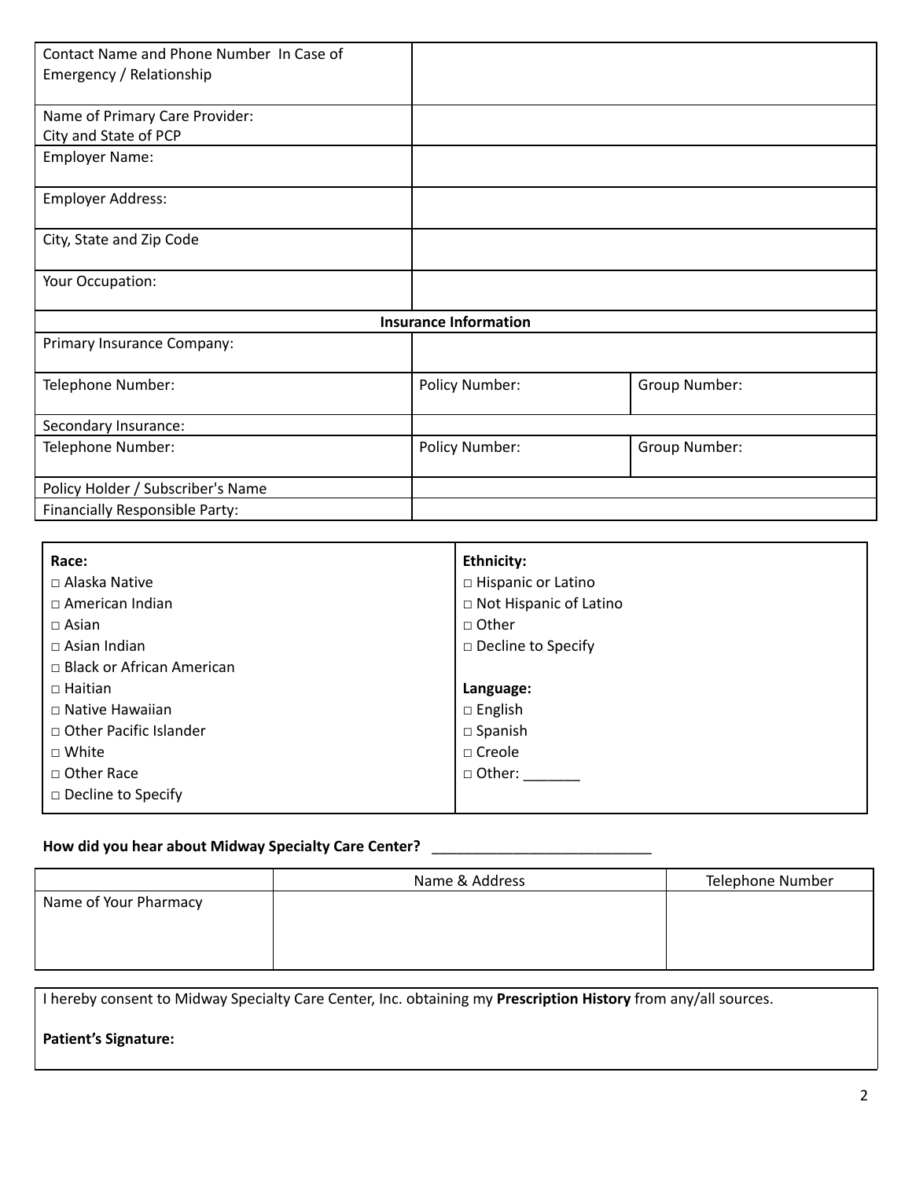| Contact Name and Phone Number In Case of Emergency / Relationship | | |
|---|---|---|
| Name of Primary Care Provider:<br>City and State of PCP | | |
| Employer Name: | | |
| Employer Address: | | |
| City, State and Zip Code | | |
| Your Occupation: | | |
| **Insurance Information** | | |
| Primary Insurance Company: | | |
| Telephone Number: | Policy Number: | Group Number: |
| Secondary Insurance: | | |
| Telephone Number: | Policy Number: | Group Number: |
| Policy Holder / Subscriber's Name | | |
| Financially Responsible Party: | | |

| **Race:** | **Ethnicity:** |
|---|---|
| □ Alaska Native | □ Hispanic or Latino |
| □ American Indian | □ Not Hispanic of Latino |
| □ Asian | □ Other |
| □ Asian Indian | □ Decline to Specify |
| □ Black or African American | |
| □ Haitian | **Language:** |
| □ Native Hawaiian | □ English |
| □ Other Pacific Islander | □ Spanish |
| □ White | □ Creole |
| □ Other Race | □ Other: _______ |
| □ Decline to Specify | |

**How did you hear about Midway Specialty Care Center?** ___________________________

| | Name & Address | Telephone Number |
|---|---|---|
| Name of Your Pharmacy | | |

I hereby consent to Midway Specialty Care Center, Inc. obtaining my **Prescription History** from any/all sources.

**Patient's Signature:**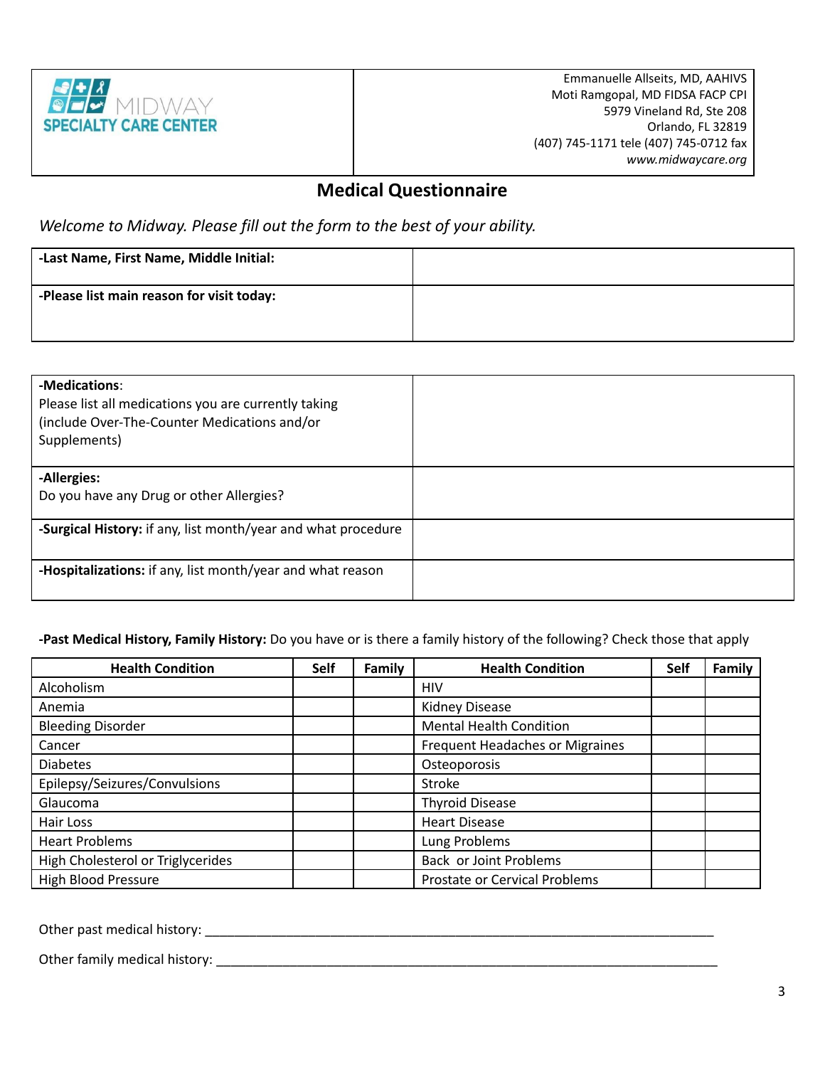MIDWAY SPECIALTY CARE CENTER

Emmanuelle Allseits, MD, AAHIVS
Moti Ramgopal, MD FIDSA FACP CPI
5979 Vineland Rd, Ste 208
Orlando, FL 32819
(407) 745-1171 tele (407) 745-0712 fax
*www.midwaycare.org*

## Medical Questionnaire

*Welcome to Midway. Please fill out the form to the best of your ability.*

| **-Last Name, First Name, Middle Initial:** | |
|---|---|
| **-Please list main reason for visit today:** | |

| **-Medications**: Please list all medications you are currently taking (include Over-The-Counter Medications and/or Supplements) | |
|---|---|
| **-Allergies:** Do you have any Drug or other Allergies? | |
| **-Surgical History:** if any, list month/year and what procedure | |
| **-Hospitalizations:** if any, list month/year and what reason | |

**-Past Medical History, Family History:** Do you have or is there a family history of the following? Check those that apply

| Health Condition | Self | Family | Health Condition | Self | Family |
|---|---|---|---|---|---|
| Alcoholism | | | HIV | | |
| Anemia | | | Kidney Disease | | |
| Bleeding Disorder | | | Mental Health Condition | | |
| Cancer | | | Frequent Headaches or Migraines | | |
| Diabetes | | | Osteoporosis | | |
| Epilepsy/Seizures/Convulsions | | | Stroke | | |
| Glaucoma | | | Thyroid Disease | | |
| Hair Loss | | | Heart Disease | | |
| Heart Problems | | | Lung Problems | | |
| High Cholesterol or Triglycerides | | | Back or Joint Problems | | |
| High Blood Pressure | | | Prostate or Cervical Problems | | |

Other past medical history: ___________________________________________________________________________

Other family medical history: _________________________________________________________________________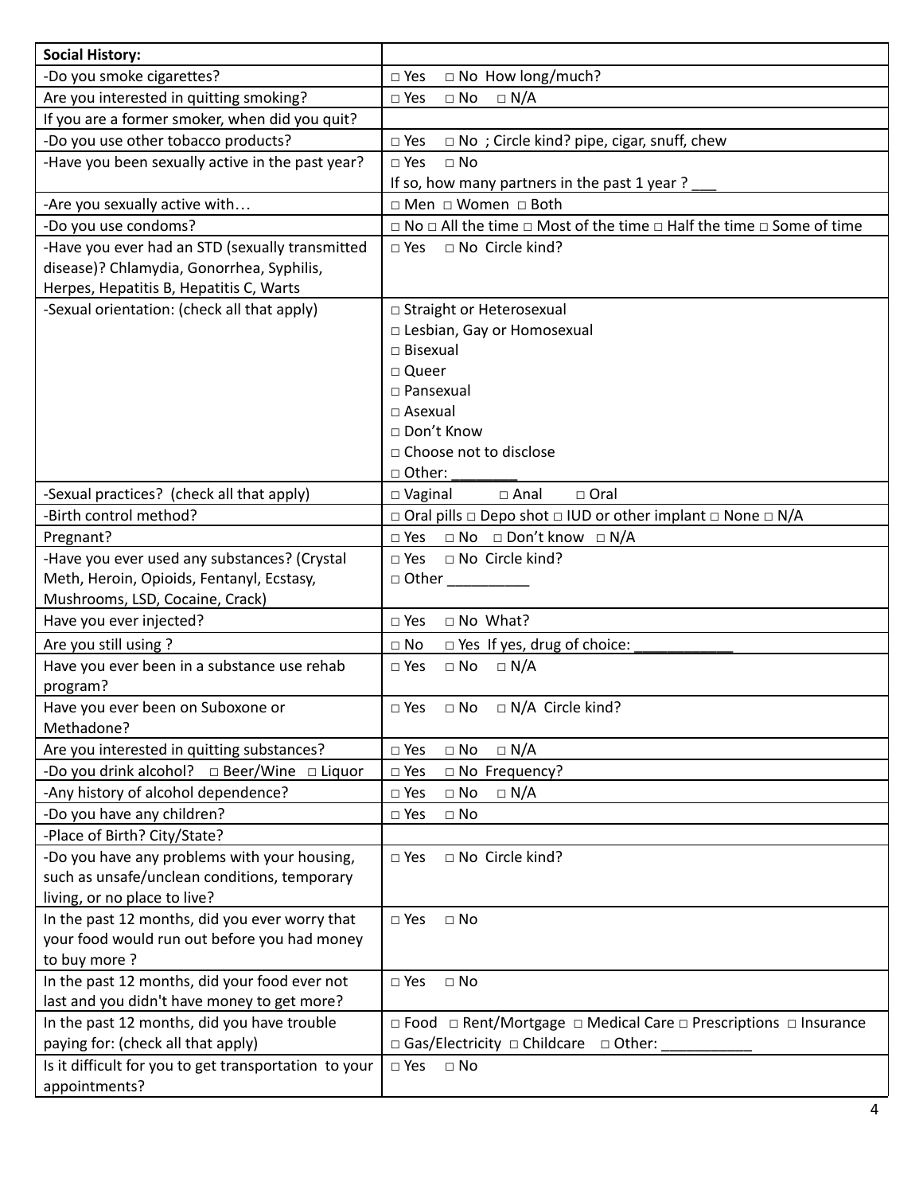| **Social History:** | |
| --- | --- |
| -Do you smoke cigarettes? | □ Yes □ No How long/much? |
| Are you interested in quitting smoking? | □ Yes □ No □ N/A |
| If you are a former smoker, when did you quit? | |
| -Do you use other tobacco products? | □ Yes □ No ; Circle kind? pipe, cigar, snuff, chew |
| -Have you been sexually active in the past year? | □ Yes □ No<br>If so, how many partners in the past 1 year ? ___ |
| -Are you sexually active with… | □ Men □ Women □ Both |
| -Do you use condoms? | □ No □ All the time □ Most of the time □ Half the time □ Some of time |
| -Have you ever had an STD (sexually transmitted disease)? Chlamydia, Gonorrhea, Syphilis, Herpes, Hepatitis B, Hepatitis C, Warts | □ Yes □ No Circle kind? |
| -Sexual orientation: (check all that apply) | □ Straight or Heterosexual<br>□ Lesbian, Gay or Homosexual<br>□ Bisexual<br>□ Queer<br>□ Pansexual<br>□ Asexual<br>□ Don't Know<br>□ Choose not to disclose<br>□ Other: ________ |
| -Sexual practices? (check all that apply) | □ Vaginal □ Anal □ Oral |
| -Birth control method? | □ Oral pills □ Depo shot □ IUD or other implant □ None □ N/A |
| Pregnant? | □ Yes □ No □ Don't know □ N/A |
| -Have you ever used any substances? (Crystal Meth, Heroin, Opioids, Fentanyl, Ecstasy, Mushrooms, LSD, Cocaine, Crack) | □ Yes □ No Circle kind?<br>□ Other __________ |
| Have you ever injected? | □ Yes □ No What? |
| Are you still using ? | □ No □ Yes If yes, drug of choice: ____________ |
| Have you ever been in a substance use rehab program? | □ Yes □ No □ N/A |
| Have you ever been on Suboxone or Methadone? | □ Yes □ No □ N/A Circle kind? |
| Are you interested in quitting substances? | □ Yes □ No □ N/A |
| -Do you drink alcohol? □ Beer/Wine □ Liquor | □ Yes □ No Frequency? |
| -Any history of alcohol dependence? | □ Yes □ No □ N/A |
| -Do you have any children? | □ Yes □ No |
| -Place of Birth? City/State? | |
| -Do you have any problems with your housing, such as unsafe/unclean conditions, temporary living, or no place to live? | □ Yes □ No Circle kind? |
| In the past 12 months, did you ever worry that your food would run out before you had money to buy more ? | □ Yes □ No |
| In the past 12 months, did your food ever not last and you didn't have money to get more? | □ Yes □ No |
| In the past 12 months, did you have trouble paying for: (check all that apply) | □ Food □ Rent/Mortgage □ Medical Care □ Prescriptions □ Insurance<br>□ Gas/Electricity □ Childcare □ Other: ___________ |
| Is it difficult for you to get transportation to your appointments? | □ Yes □ No |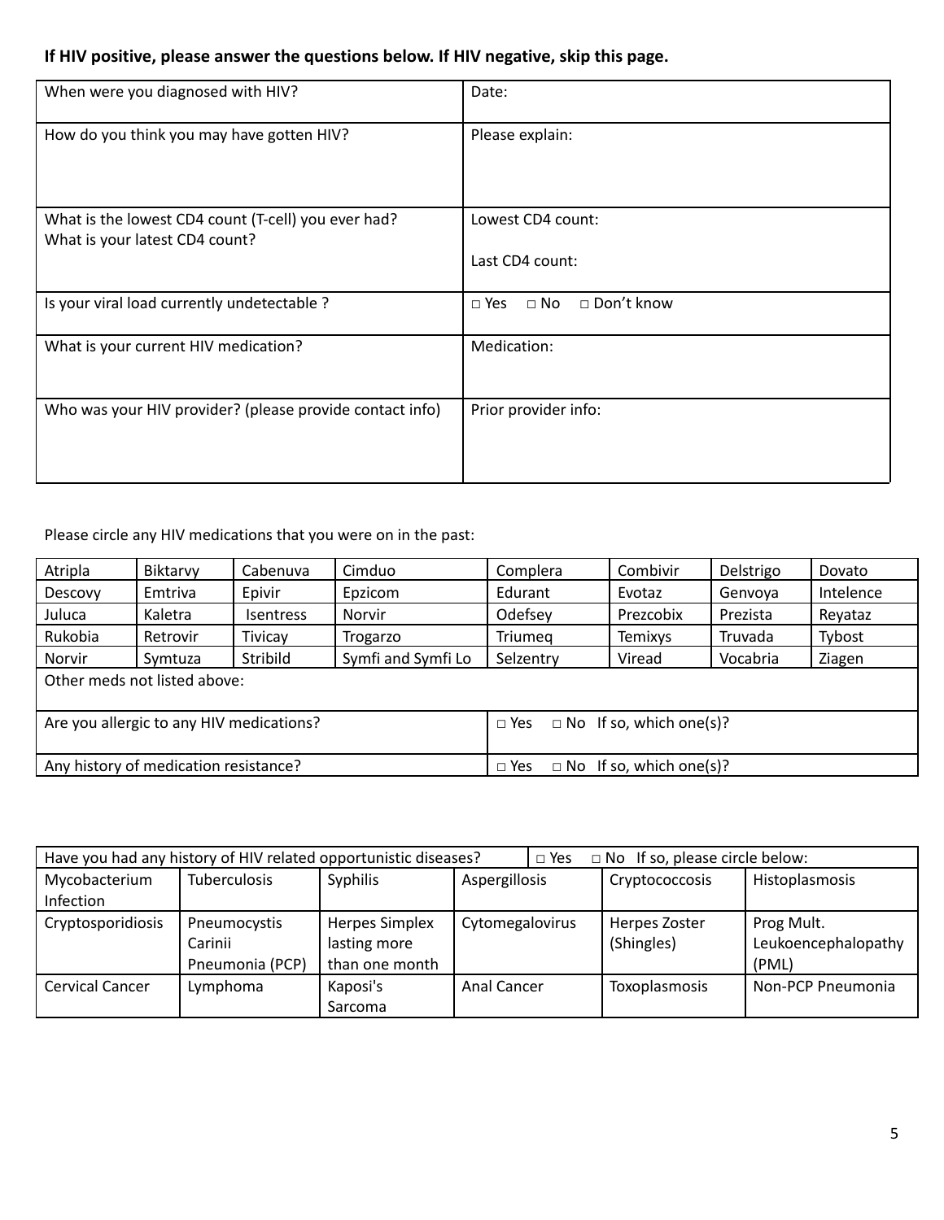**If HIV positive, please answer the questions below. If HIV negative, skip this page.**

| | |
|---|---|
| When were you diagnosed with HIV? | Date: |
| How do you think you may have gotten HIV? | Please explain: |
| What is the lowest CD4 count (T-cell) you ever had?<br>What is your latest CD4 count? | Lowest CD4 count:<br><br>Last CD4 count: |
| Is your viral load currently undetectable ? | □ Yes □ No □ Don't know |
| What is your current HIV medication? | Medication: |
| Who was your HIV provider? (please provide contact info) | Prior provider info: |

Please circle any HIV medications that you were on in the past:

| | | | | | | | |
|---|---|---|---|---|---|---|---|
| Atripla | Biktarvy | Cabenuva | Cimduo | Complera | Combivir | Delstrigo | Dovato |
| Descovy | Emtriva | Epivir | Epzicom | Edurant | Evotaz | Genvoya | Intelence |
| Juluca | Kaletra | Isentress | Norvir | Odefsey | Prezcobix | Prezista | Reyataz |
| Rukobia | Retrovir | Tivicay | Trogarzo | Triumeq | Temixys | Truvada | Tybost |
| Norvir | Symtuza | Stribild | Symfi and Symfi Lo | Selzentry | Viread | Vocabria | Ziagen |
| Other meds not listed above: | | | | | | | |
| Are you allergic to any HIV medications? | | | | □ Yes □ No If so, which one(s)? | | | |
| Any history of medication resistance? | | | | □ Yes □ No If so, which one(s)? | | | |

| Have you had any history of HIV related opportunistic diseases? | | | □ Yes □ No If so, please circle below: | | |
|---|---|---|---|---|---|
| Mycobacterium Infection | Tuberculosis | Syphilis | Aspergillosis | Cryptococcosis | Histoplasmosis |
| Cryptosporidiosis | Pneumocystis Carinii Pneumonia (PCP) | Herpes Simplex lasting more than one month | Cytomegalovirus | Herpes Zoster (Shingles) | Prog Mult. Leukoencephalopathy (PML) |
| Cervical Cancer | Lymphoma | Kaposi's Sarcoma | Anal Cancer | Toxoplasmosis | Non-PCP Pneumonia |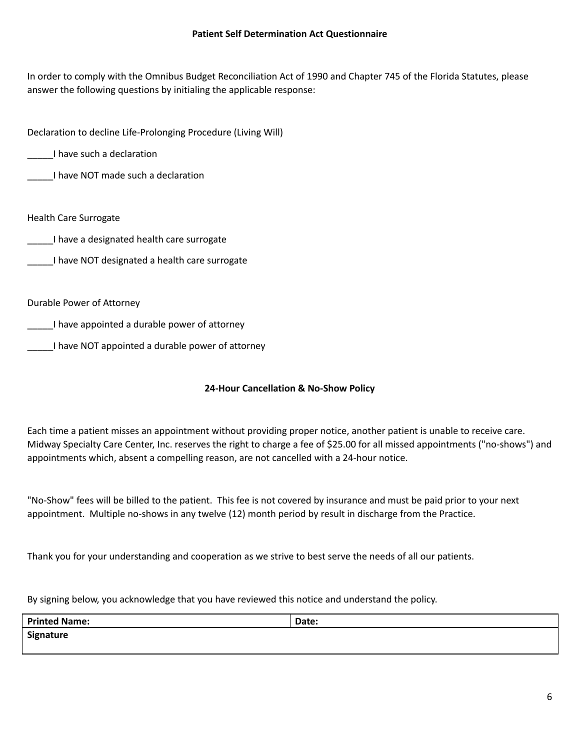**Patient Self Determination Act Questionnaire**

In order to comply with the Omnibus Budget Reconciliation Act of 1990 and Chapter 745 of the Florida Statutes, please answer the following questions by initialing the applicable response:

Declaration to decline Life-Prolonging Procedure (Living Will)

_____I have such a declaration

_____I have NOT made such a declaration

Health Care Surrogate

_____I have a designated health care surrogate

_____I have NOT designated a health care surrogate

Durable Power of Attorney

_____I have appointed a durable power of attorney

_____I have NOT appointed a durable power of attorney

**24-Hour Cancellation & No-Show Policy**

Each time a patient misses an appointment without providing proper notice, another patient is unable to receive care. Midway Specialty Care Center, Inc. reserves the right to charge a fee of $25.00 for all missed appointments ("no-shows") and appointments which, absent a compelling reason, are not cancelled with a 24-hour notice.

"No-Show" fees will be billed to the patient. This fee is not covered by insurance and must be paid prior to your next appointment. Multiple no-shows in any twelve (12) month period by result in discharge from the Practice.

Thank you for your understanding and cooperation as we strive to best serve the needs of all our patients.

By signing below, you acknowledge that you have reviewed this notice and understand the policy.

| **Printed Name:** | **Date:** |
|---|---|
| **Signature** | |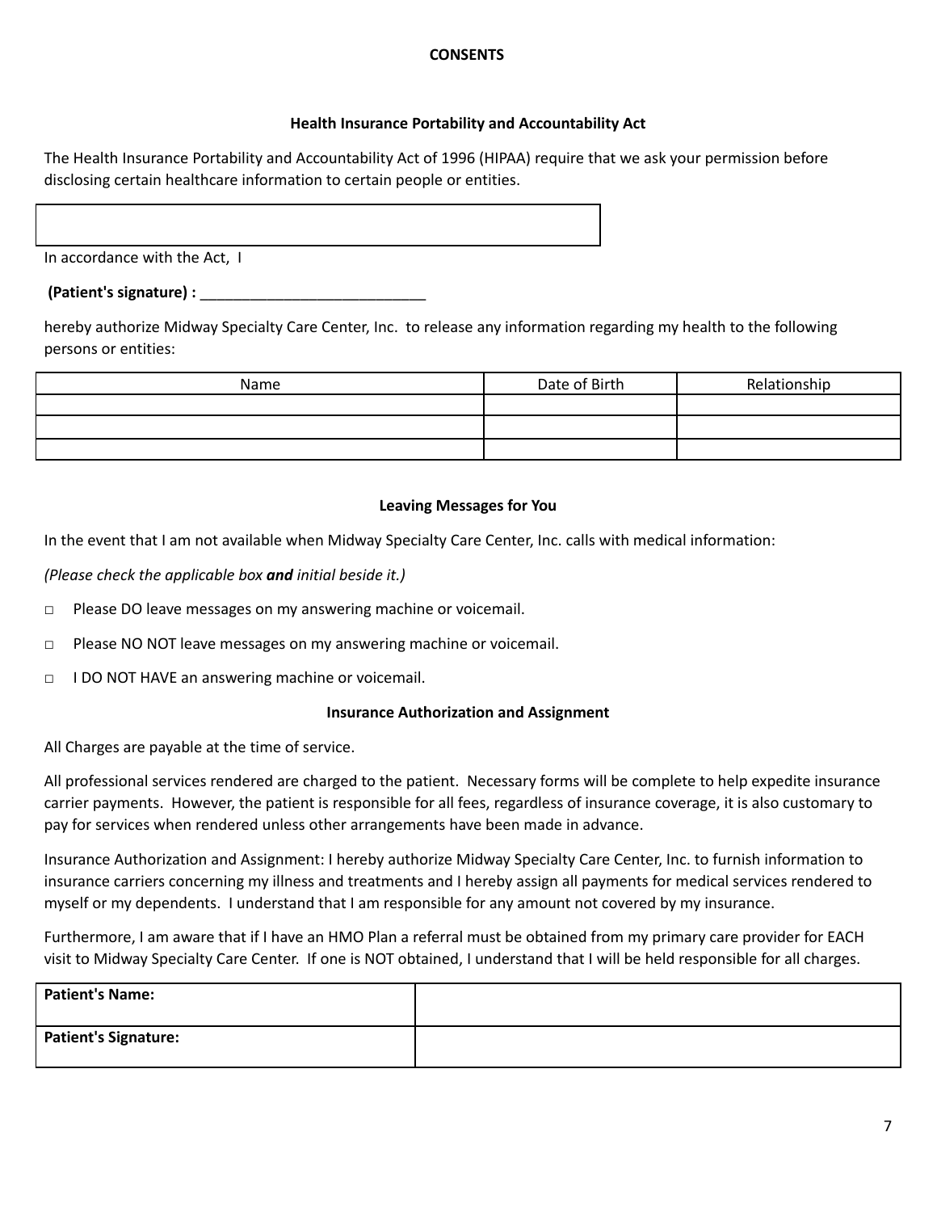# CONSENTS

## Health Insurance Portability and Accountability Act

The Health Insurance Portability and Accountability Act of 1996 (HIPAA) require that we ask your permission before disclosing certain healthcare information to certain people or entities.

In accordance with the Act, I

**(Patient's signature) :** ___________________________

hereby authorize Midway Specialty Care Center, Inc. to release any information regarding my health to the following persons or entities:

| Name | Date of Birth | Relationship |
| --- | --- | --- |
| | | |
| | | |
| | | |

## Leaving Messages for You

In the event that I am not available when Midway Specialty Care Center, Inc. calls with medical information:

*(Please check the applicable box **and** initial beside it.)*

□ Please DO leave messages on my answering machine or voicemail.

□ Please NO NOT leave messages on my answering machine or voicemail.

□ I DO NOT HAVE an answering machine or voicemail.

## Insurance Authorization and Assignment

All Charges are payable at the time of service.

All professional services rendered are charged to the patient. Necessary forms will be complete to help expedite insurance carrier payments. However, the patient is responsible for all fees, regardless of insurance coverage, it is also customary to pay for services when rendered unless other arrangements have been made in advance.

Insurance Authorization and Assignment: I hereby authorize Midway Specialty Care Center, Inc. to furnish information to insurance carriers concerning my illness and treatments and I hereby assign all payments for medical services rendered to myself or my dependents. I understand that I am responsible for any amount not covered by my insurance.

Furthermore, I am aware that if I have an HMO Plan a referral must be obtained from my primary care provider for EACH visit to Midway Specialty Care Center. If one is NOT obtained, I understand that I will be held responsible for all charges.

| **Patient's Name:** | |
| --- | --- |
| **Patient's Signature:** | |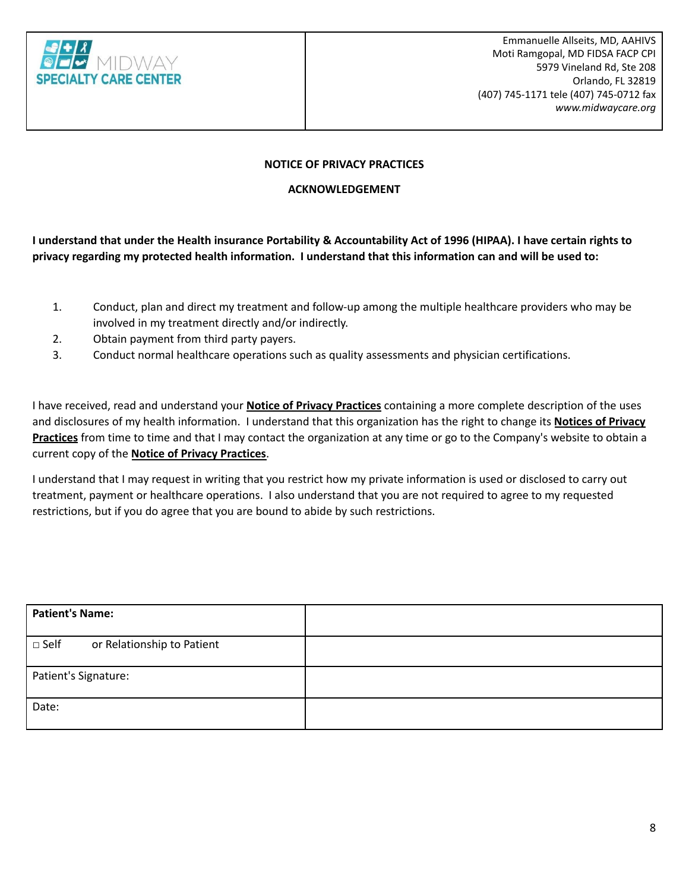| MIDWAY SPECIALTY CARE CENTER | Emmanuelle Allseits, MD, AAHIVS<br>Moti Ramgopal, MD FIDSA FACP CPI<br>5979 Vineland Rd, Ste 208<br>Orlando, FL 32819<br>(407) 745-1171 tele (407) 745-0712 fax<br>*www.midwaycare.org* |
|---|---|

## NOTICE OF PRIVACY PRACTICES

## ACKNOWLEDGEMENT

**I understand that under the Health insurance Portability & Accountability Act of 1996 (HIPAA). I have certain rights to privacy regarding my protected health information. I understand that this information can and will be used to:**

1. Conduct, plan and direct my treatment and follow-up among the multiple healthcare providers who may be involved in my treatment directly and/or indirectly.
2. Obtain payment from third party payers.
3. Conduct normal healthcare operations such as quality assessments and physician certifications.

I have received, read and understand your **Notice of Privacy Practices** containing a more complete description of the uses and disclosures of my health information. I understand that this organization has the right to change its **Notices of Privacy Practices** from time to time and that I may contact the organization at any time or go to the Company's website to obtain a current copy of the **Notice of Privacy Practices**.

I understand that I may request in writing that you restrict how my private information is used or disclosed to carry out treatment, payment or healthcare operations. I also understand that you are not required to agree to my requested restrictions, but if you do agree that you are bound to abide by such restrictions.

| **Patient's Name:** | |
|---|---|
| □ Self or Relationship to Patient | |
| Patient's Signature: | |
| Date: | |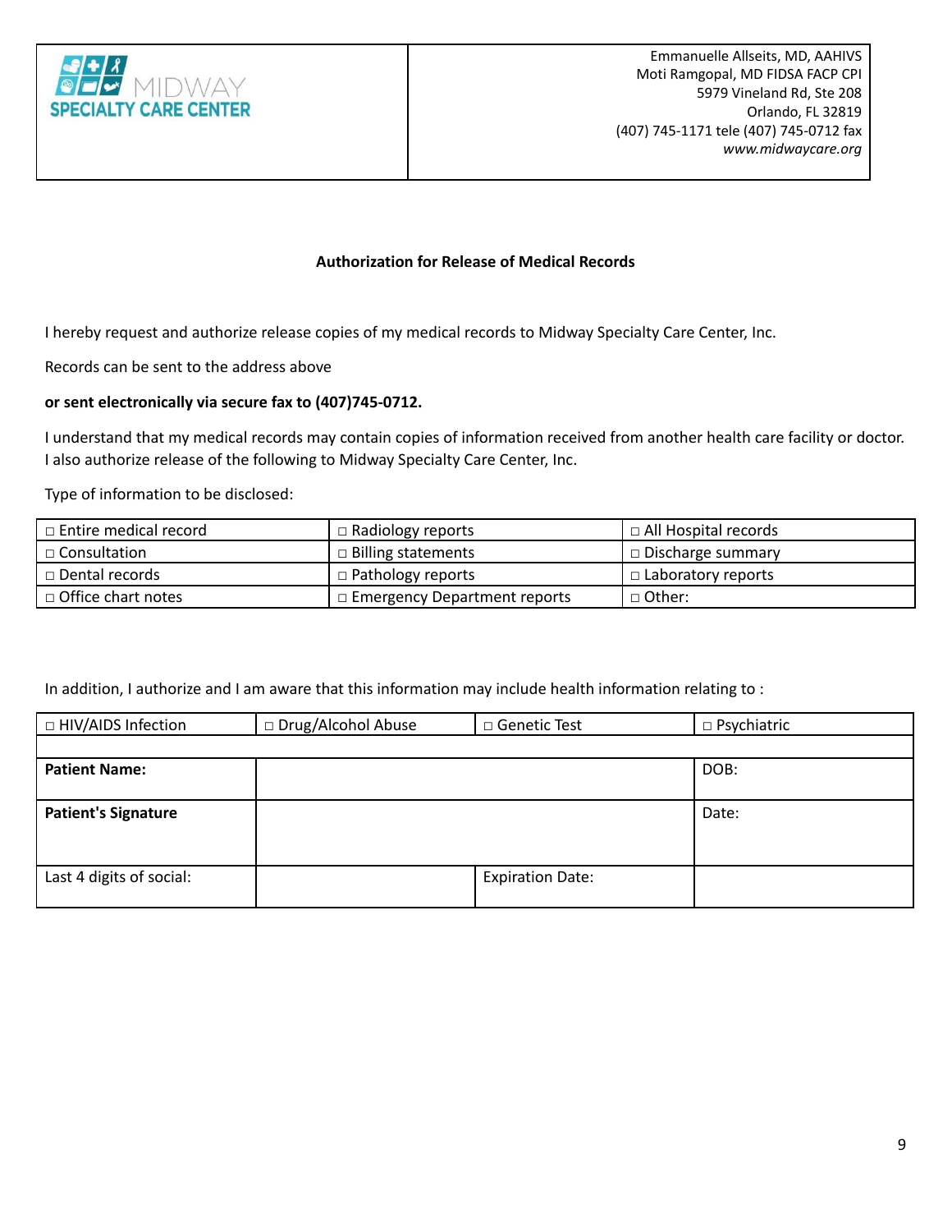| | |
|---|---|
| MIDWAY SPECIALTY CARE CENTER | Emmanuelle Allseits, MD, AAHIVS<br>Moti Ramgopal, MD FIDSA FACP CPI<br>5979 Vineland Rd, Ste 208<br>Orlando, FL 32819<br>(407) 745-1171 tele (407) 745-0712 fax<br>*www.midwaycare.org* |

**Authorization for Release of Medical Records**

I hereby request and authorize release copies of my medical records to Midway Specialty Care Center, Inc.

Records can be sent to the address above

**or sent electronically via secure fax to (407)745-0712.**

I understand that my medical records may contain copies of information received from another health care facility or doctor. I also authorize release of the following to Midway Specialty Care Center, Inc.

Type of information to be disclosed:

| | | |
|---|---|---|
| □ Entire medical record | □ Radiology reports | □ All Hospital records |
| □ Consultation | □ Billing statements | □ Discharge summary |
| □ Dental records | □ Pathology reports | □ Laboratory reports |
| □ Office chart notes | □ Emergency Department reports | □ Other: |

In addition, I authorize and I am aware that this information may include health information relating to :

| | | | |
|---|---|---|---|
| □ HIV/AIDS Infection | □ Drug/Alcohol Abuse | □ Genetic Test | □ Psychiatric |
| | | | |
| **Patient Name:** | | | DOB: |
| **Patient's Signature** | | | Date: |
| Last 4 digits of social: | | Expiration Date: | |